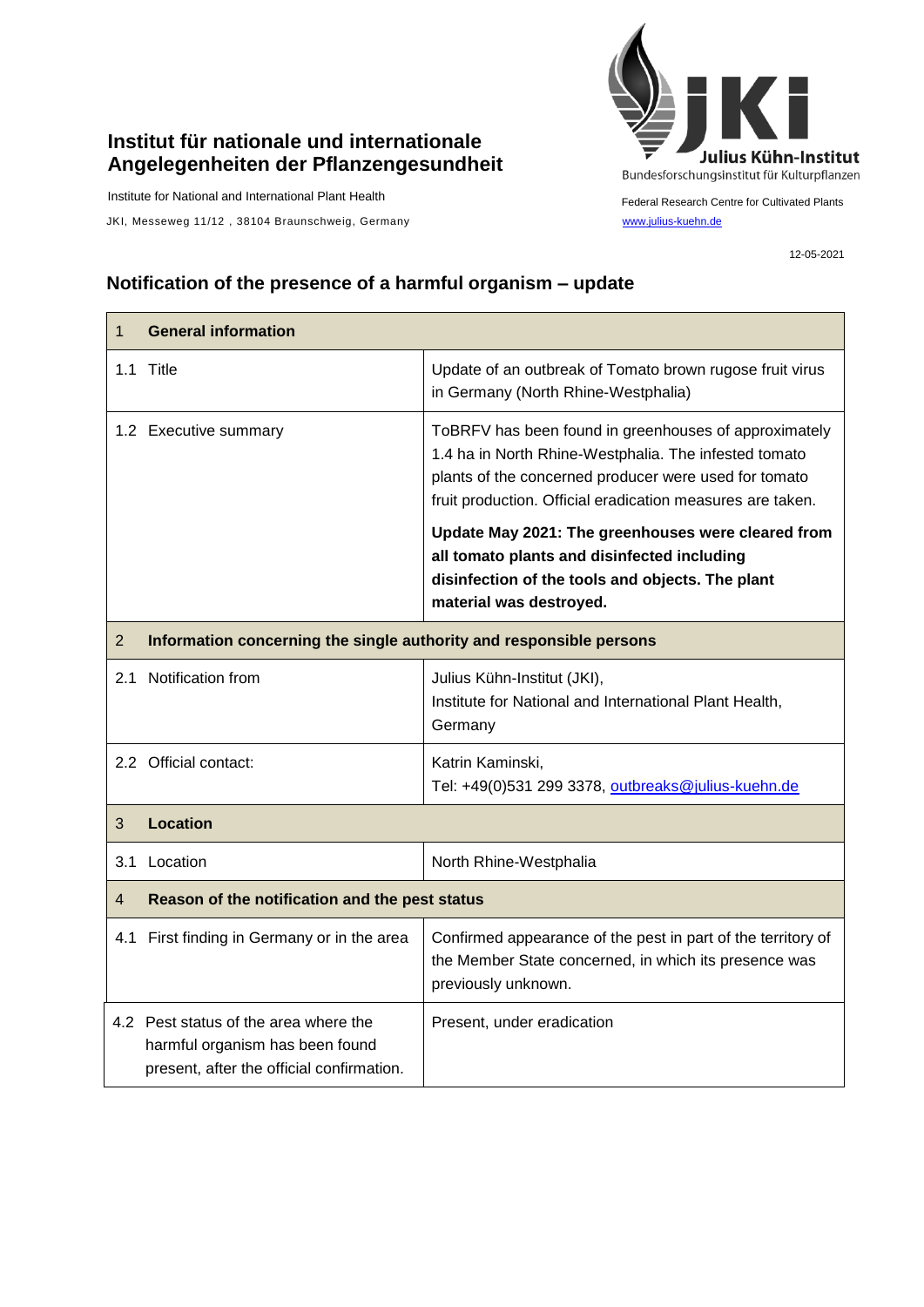**Institut für nationale und internationale Angelegenheiten der Pflanzengesundheit**

Institute for National and International Plant Health

JKI, Messeweg 11/12 , 38104 Braunschweig, Germany

Julius Kühn-Institut
Bundesforschungsinstitut für Kulturpflanzen

Federal Research Centre for Cultivated Plants

www.julius-kuehn.de

12-05-2021

## Notification of the presence of a harmful organism – update

| 1 **General information** | |
|---|---|
| 1.1 Title | Update of an outbreak of Tomato brown rugose fruit virus in Germany (North Rhine-Westphalia) |
| 1.2 Executive summary | ToBRFV has been found in greenhouses of approximately 1.4 ha in North Rhine-Westphalia. The infested tomato plants of the concerned producer were used for tomato fruit production. Official eradication measures are taken. **Update May 2021: The greenhouses were cleared from all tomato plants and disinfected including disinfection of the tools and objects. The plant material was destroyed.** |
| 2 **Information concerning the single authority and responsible persons** | |
| 2.1 Notification from | Julius Kühn-Institut (JKI), Institute for National and International Plant Health, Germany |
| 2.2 Official contact: | Katrin Kaminski, Tel: +49(0)531 299 3378, outbreaks@julius-kuehn.de |
| 3 **Location** | |
| 3.1 Location | North Rhine-Westphalia |
| 4 **Reason of the notification and the pest status** | |
| 4.1 First finding in Germany or in the area | Confirmed appearance of the pest in part of the territory of the Member State concerned, in which its presence was previously unknown. |
| 4.2 Pest status of the area where the harmful organism has been found present, after the official confirmation. | Present, under eradication |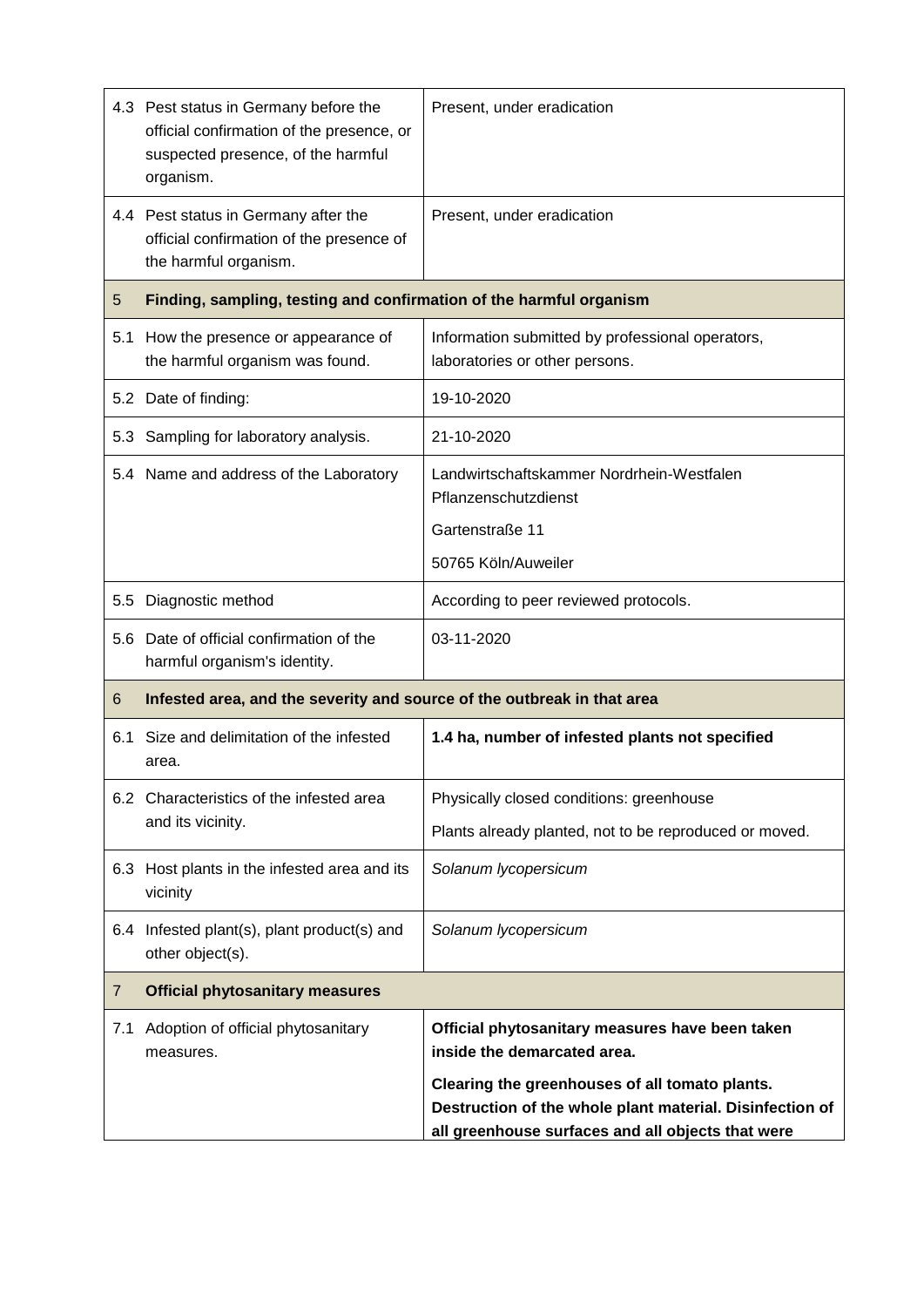| | | |
|---|---|---|
| 4.3 | Pest status in Germany before the official confirmation of the presence, or suspected presence, of the harmful organism. | Present, under eradication |
| 4.4 | Pest status in Germany after the official confirmation of the presence of the harmful organism. | Present, under eradication |
| **5** | **Finding, sampling, testing and confirmation of the harmful organism** | |
| 5.1 | How the presence or appearance of the harmful organism was found. | Information submitted by professional operators, laboratories or other persons. |
| 5.2 | Date of finding: | 19-10-2020 |
| 5.3 | Sampling for laboratory analysis. | 21-10-2020 |
| 5.4 | Name and address of the Laboratory | Landwirtschaftskammer Nordrhein-Westfalen Pflanzenschutzdienst<br>Gartenstraße 11<br>50765 Köln/Auweiler |
| 5.5 | Diagnostic method | According to peer reviewed protocols. |
| 5.6 | Date of official confirmation of the harmful organism's identity. | 03-11-2020 |
| **6** | **Infested area, and the severity and source of the outbreak in that area** | |
| 6.1 | Size and delimitation of the infested area. | **1.4 ha, number of infested plants not specified** |
| 6.2 | Characteristics of the infested area and its vicinity. | Physically closed conditions: greenhouse<br>Plants already planted, not to be reproduced or moved. |
| 6.3 | Host plants in the infested area and its vicinity | *Solanum lycopersicum* |
| 6.4 | Infested plant(s), plant product(s) and other object(s). | *Solanum lycopersicum* |
| **7** | **Official phytosanitary measures** | |
| 7.1 | Adoption of official phytosanitary measures. | **Official phytosanitary measures have been taken inside the demarcated area.**<br>**Clearing the greenhouses of all tomato plants. Destruction of the whole plant material. Disinfection of all greenhouse surfaces and all objects that were** |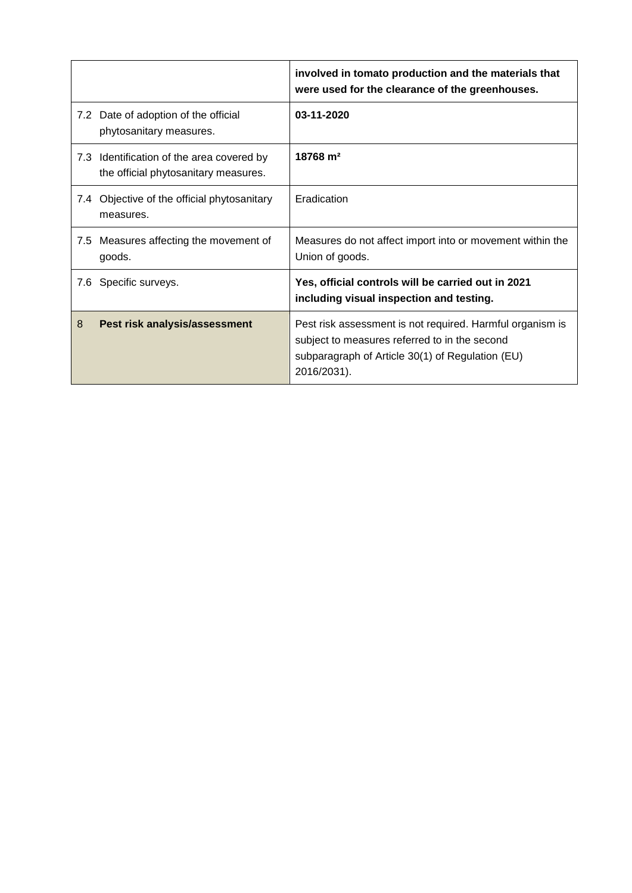| | |
|---|---|
| | **involved in tomato production and the materials that were used for the clearance of the greenhouses.** |
| 7.2 Date of adoption of the official phytosanitary measures. | **03-11-2020** |
| 7.3 Identification of the area covered by the official phytosanitary measures. | **18768 m²** |
| 7.4 Objective of the official phytosanitary measures. | Eradication |
| 7.5 Measures affecting the movement of goods. | Measures do not affect import into or movement within the Union of goods. |
| 7.6 Specific surveys. | **Yes, official controls will be carried out in 2021 including visual inspection and testing.** |
| 8 **Pest risk analysis/assessment** | Pest risk assessment is not required. Harmful organism is subject to measures referred to in the second subparagraph of Article 30(1) of Regulation (EU) 2016/2031). |